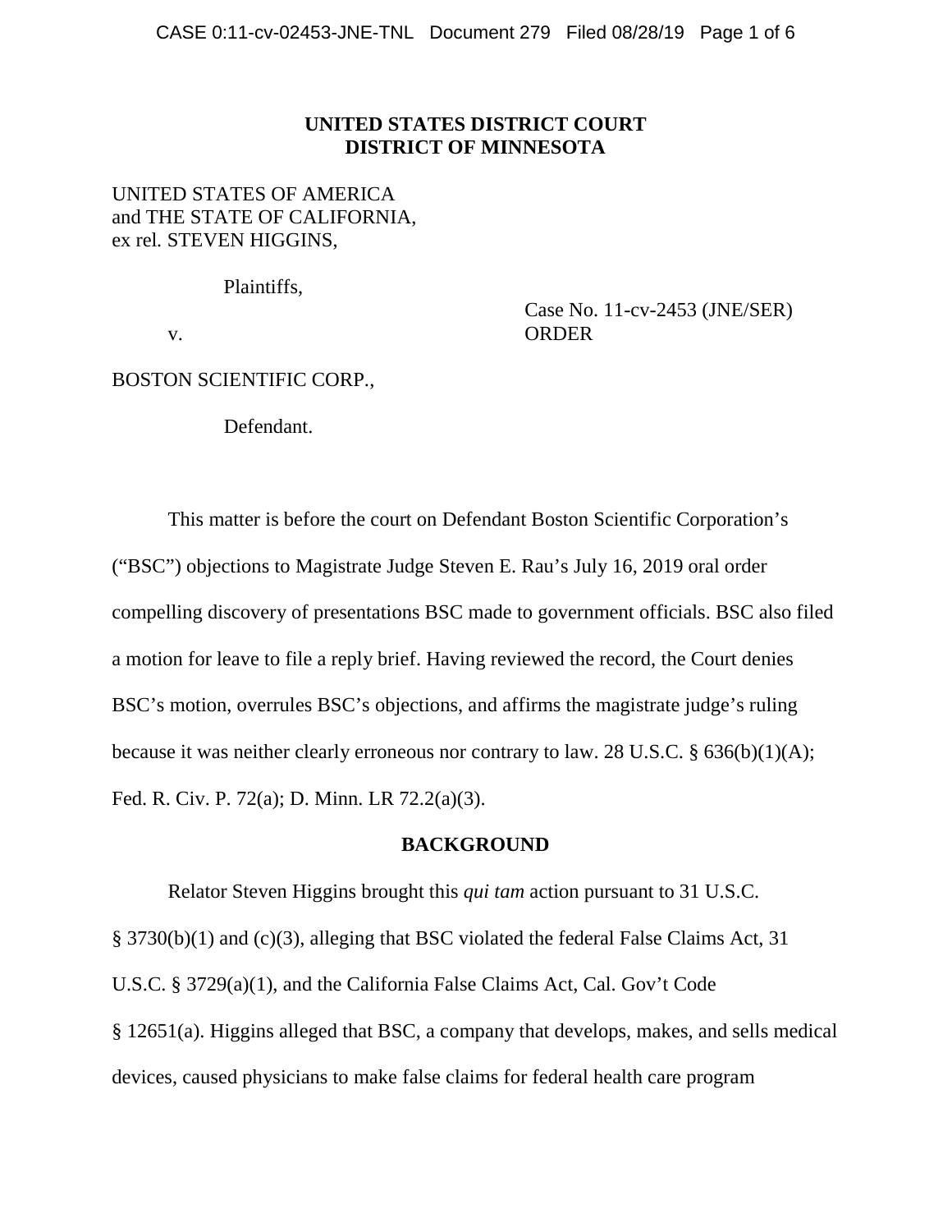**UNITED STATES DISTRICT COURT**
**DISTRICT OF MINNESOTA**

UNITED STATES OF AMERICA
and THE STATE OF CALIFORNIA,
ex rel. STEVEN HIGGINS,

Plaintiffs,

v.

BOSTON SCIENTIFIC CORP.,

Defendant.

Case No. 11-cv-2453 (JNE/SER)
ORDER

This matter is before the court on Defendant Boston Scientific Corporation's ("BSC") objections to Magistrate Judge Steven E. Rau's July 16, 2019 oral order compelling discovery of presentations BSC made to government officials. BSC also filed a motion for leave to file a reply brief. Having reviewed the record, the Court denies BSC's motion, overrules BSC's objections, and affirms the magistrate judge's ruling because it was neither clearly erroneous nor contrary to law. 28 U.S.C. § 636(b)(1)(A); Fed. R. Civ. P. 72(a); D. Minn. LR 72.2(a)(3).

## BACKGROUND

Relator Steven Higgins brought this *qui tam* action pursuant to 31 U.S.C. § 3730(b)(1) and (c)(3), alleging that BSC violated the federal False Claims Act, 31 U.S.C. § 3729(a)(1), and the California False Claims Act, Cal. Gov't Code § 12651(a). Higgins alleged that BSC, a company that develops, makes, and sells medical devices, caused physicians to make false claims for federal health care program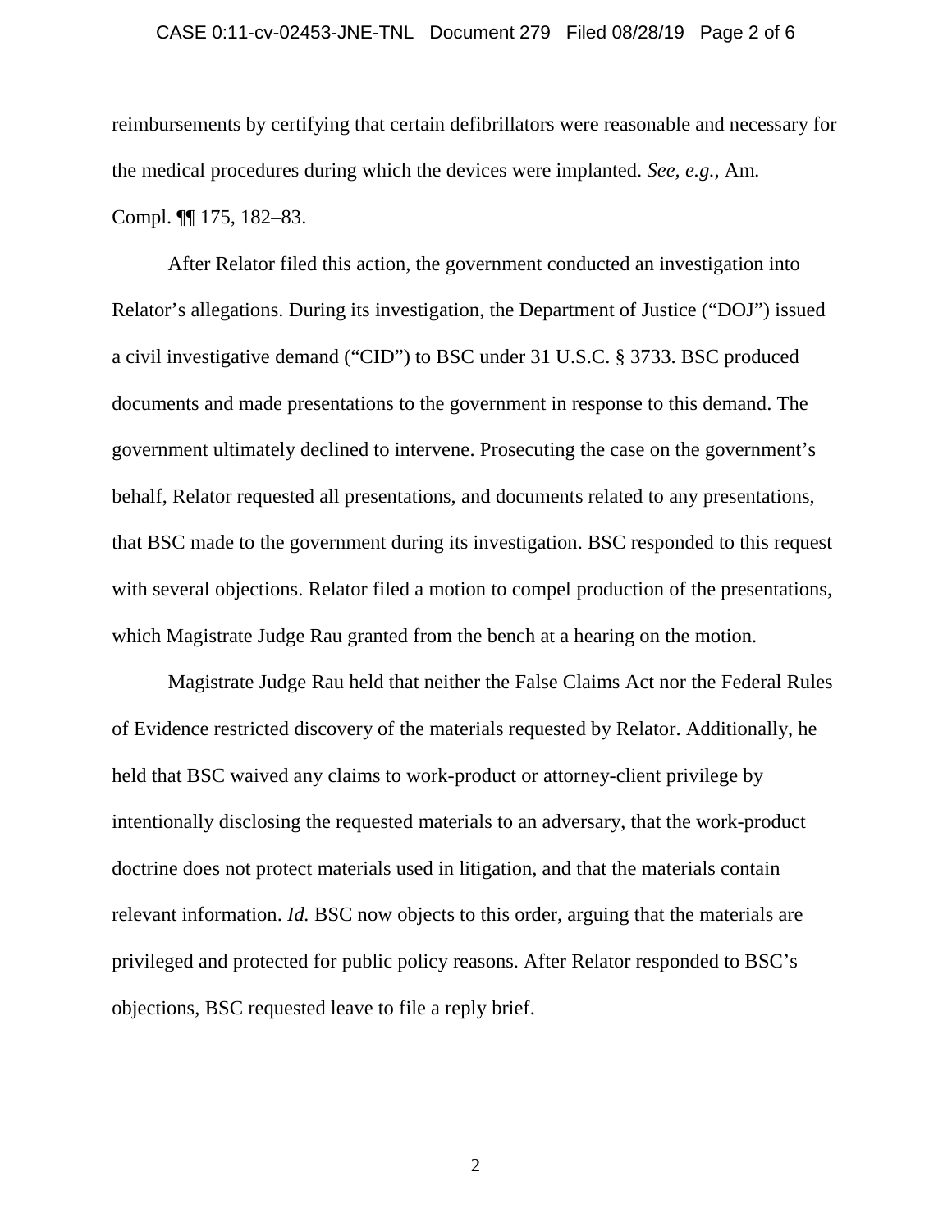reimbursements by certifying that certain defibrillators were reasonable and necessary for the medical procedures during which the devices were implanted. *See, e.g.*, Am. Compl. ¶¶ 175, 182–83.

After Relator filed this action, the government conducted an investigation into Relator's allegations. During its investigation, the Department of Justice ("DOJ") issued a civil investigative demand ("CID") to BSC under 31 U.S.C. § 3733. BSC produced documents and made presentations to the government in response to this demand. The government ultimately declined to intervene. Prosecuting the case on the government's behalf, Relator requested all presentations, and documents related to any presentations, that BSC made to the government during its investigation. BSC responded to this request with several objections. Relator filed a motion to compel production of the presentations, which Magistrate Judge Rau granted from the bench at a hearing on the motion.

Magistrate Judge Rau held that neither the False Claims Act nor the Federal Rules of Evidence restricted discovery of the materials requested by Relator. Additionally, he held that BSC waived any claims to work-product or attorney-client privilege by intentionally disclosing the requested materials to an adversary, that the work-product doctrine does not protect materials used in litigation, and that the materials contain relevant information. *Id.* BSC now objects to this order, arguing that the materials are privileged and protected for public policy reasons. After Relator responded to BSC's objections, BSC requested leave to file a reply brief.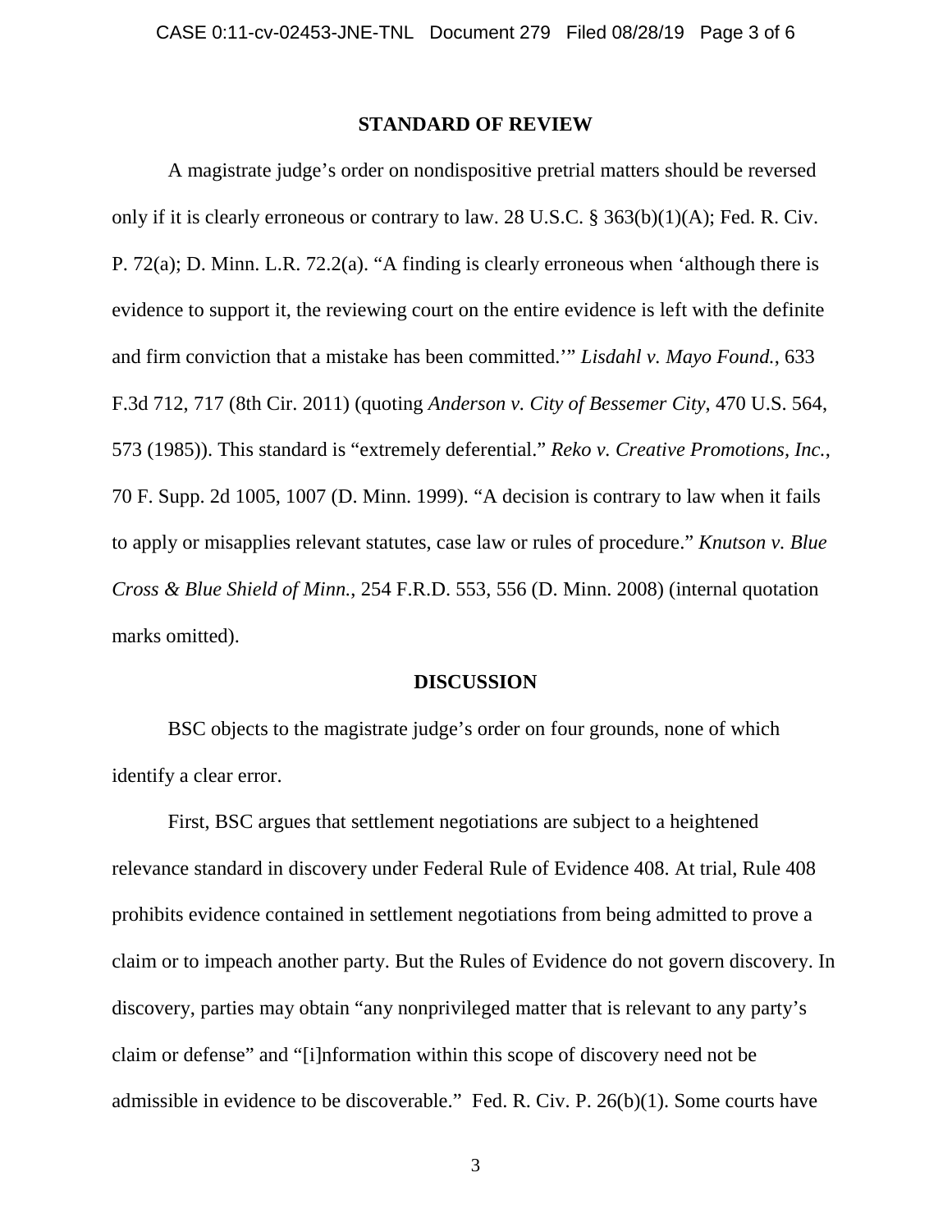## STANDARD OF REVIEW

A magistrate judge's order on nondispositive pretrial matters should be reversed only if it is clearly erroneous or contrary to law. 28 U.S.C. § 363(b)(1)(A); Fed. R. Civ. P. 72(a); D. Minn. L.R. 72.2(a). "A finding is clearly erroneous when 'although there is evidence to support it, the reviewing court on the entire evidence is left with the definite and firm conviction that a mistake has been committed.'" *Lisdahl v. Mayo Found.*, 633 F.3d 712, 717 (8th Cir. 2011) (quoting *Anderson v. City of Bessemer City*, 470 U.S. 564, 573 (1985)). This standard is "extremely deferential." *Reko v. Creative Promotions, Inc.*, 70 F. Supp. 2d 1005, 1007 (D. Minn. 1999). "A decision is contrary to law when it fails to apply or misapplies relevant statutes, case law or rules of procedure." *Knutson v. Blue Cross & Blue Shield of Minn.*, 254 F.R.D. 553, 556 (D. Minn. 2008) (internal quotation marks omitted).

## DISCUSSION

BSC objects to the magistrate judge's order on four grounds, none of which identify a clear error.

First, BSC argues that settlement negotiations are subject to a heightened relevance standard in discovery under Federal Rule of Evidence 408. At trial, Rule 408 prohibits evidence contained in settlement negotiations from being admitted to prove a claim or to impeach another party. But the Rules of Evidence do not govern discovery. In discovery, parties may obtain "any nonprivileged matter that is relevant to any party's claim or defense" and "[i]nformation within this scope of discovery need not be admissible in evidence to be discoverable." Fed. R. Civ. P. 26(b)(1). Some courts have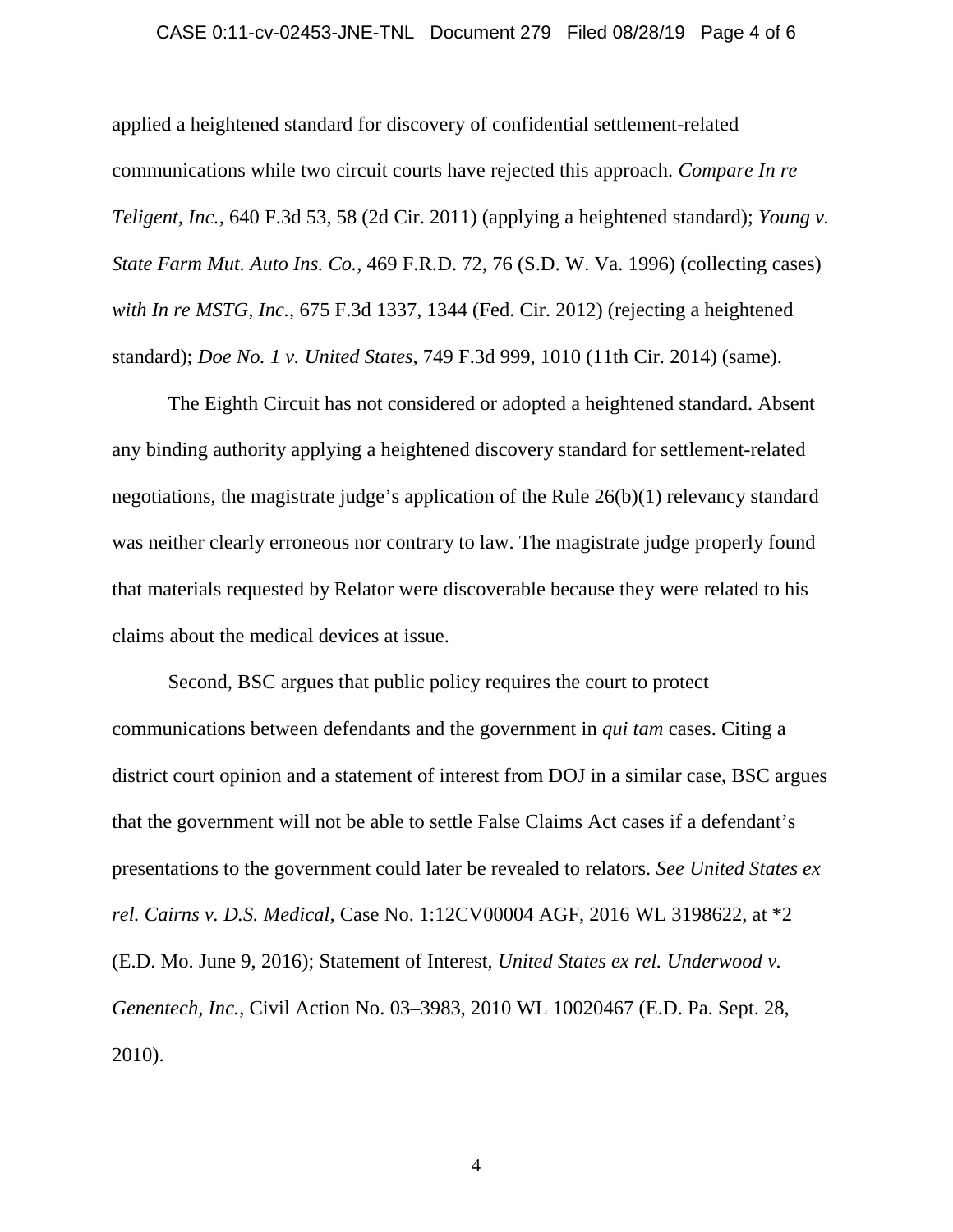applied a heightened standard for discovery of confidential settlement-related communications while two circuit courts have rejected this approach. *Compare In re Teligent, Inc.*, 640 F.3d 53, 58 (2d Cir. 2011) (applying a heightened standard); *Young v. State Farm Mut. Auto Ins. Co.*, 469 F.R.D. 72, 76 (S.D. W. Va. 1996) (collecting cases) *with In re MSTG, Inc.*, 675 F.3d 1337, 1344 (Fed. Cir. 2012) (rejecting a heightened standard); *Doe No. 1 v. United States*, 749 F.3d 999, 1010 (11th Cir. 2014) (same).

The Eighth Circuit has not considered or adopted a heightened standard. Absent any binding authority applying a heightened discovery standard for settlement-related negotiations, the magistrate judge's application of the Rule 26(b)(1) relevancy standard was neither clearly erroneous nor contrary to law. The magistrate judge properly found that materials requested by Relator were discoverable because they were related to his claims about the medical devices at issue.

Second, BSC argues that public policy requires the court to protect communications between defendants and the government in *qui tam* cases. Citing a district court opinion and a statement of interest from DOJ in a similar case, BSC argues that the government will not be able to settle False Claims Act cases if a defendant's presentations to the government could later be revealed to relators. *See United States ex rel. Cairns v. D.S. Medical*, Case No. 1:12CV00004 AGF, 2016 WL 3198622, at *2 (E.D. Mo. June 9, 2016); Statement of Interest, *United States ex rel. Underwood v. Genentech, Inc.*, Civil Action No. 03–3983, 2010 WL 10020467 (E.D. Pa. Sept. 28, 2010).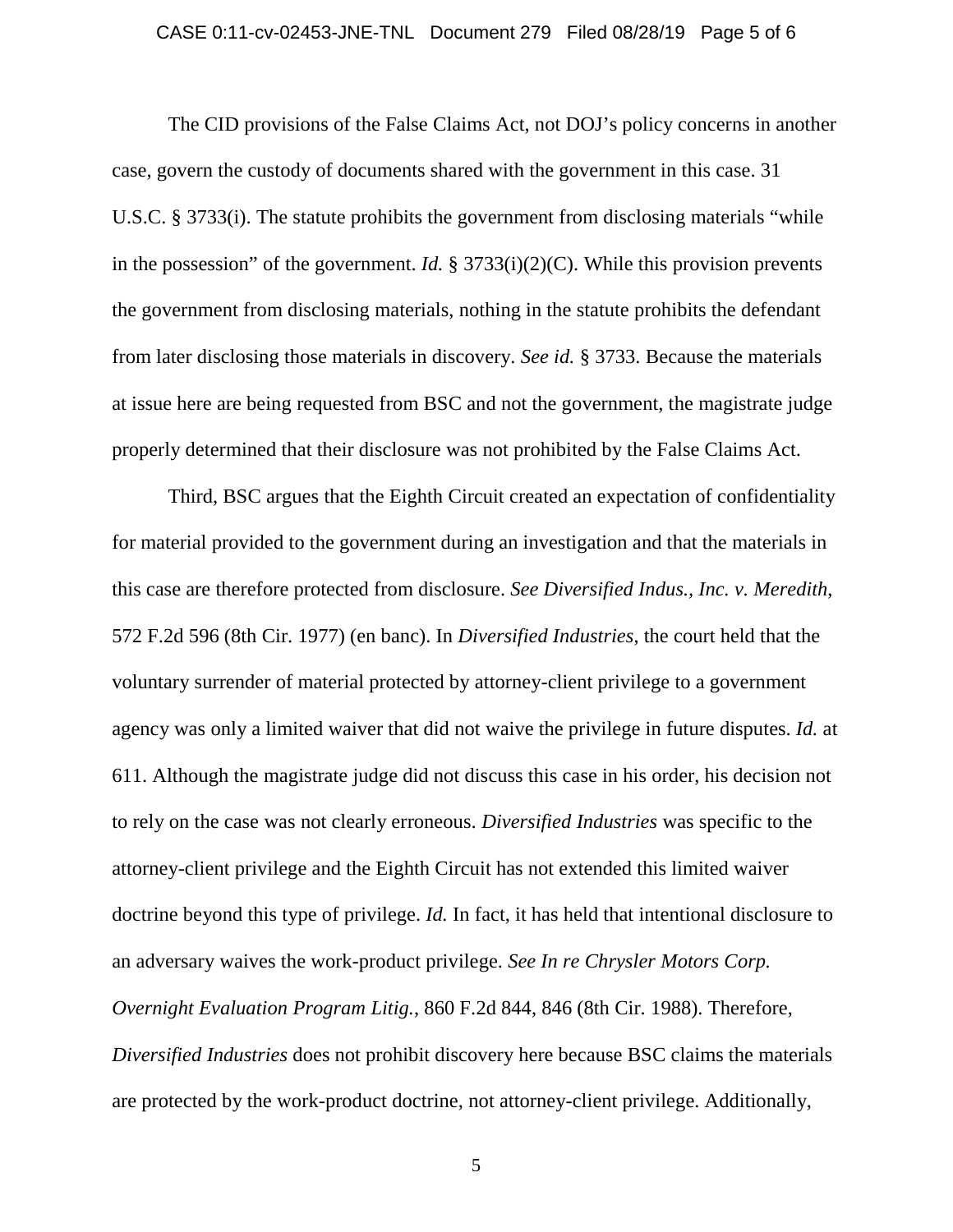The CID provisions of the False Claims Act, not DOJ's policy concerns in another case, govern the custody of documents shared with the government in this case. 31 U.S.C. § 3733(i). The statute prohibits the government from disclosing materials "while in the possession" of the government. *Id.* § 3733(i)(2)(C). While this provision prevents the government from disclosing materials, nothing in the statute prohibits the defendant from later disclosing those materials in discovery. *See id.* § 3733. Because the materials at issue here are being requested from BSC and not the government, the magistrate judge properly determined that their disclosure was not prohibited by the False Claims Act.

Third, BSC argues that the Eighth Circuit created an expectation of confidentiality for material provided to the government during an investigation and that the materials in this case are therefore protected from disclosure. *See Diversified Indus., Inc. v. Meredith*, 572 F.2d 596 (8th Cir. 1977) (en banc). In *Diversified Industries*, the court held that the voluntary surrender of material protected by attorney-client privilege to a government agency was only a limited waiver that did not waive the privilege in future disputes. *Id.* at 611. Although the magistrate judge did not discuss this case in his order, his decision not to rely on the case was not clearly erroneous. *Diversified Industries* was specific to the attorney-client privilege and the Eighth Circuit has not extended this limited waiver doctrine beyond this type of privilege. *Id.* In fact, it has held that intentional disclosure to an adversary waives the work-product privilege. *See In re Chrysler Motors Corp. Overnight Evaluation Program Litig.*, 860 F.2d 844, 846 (8th Cir. 1988). Therefore, *Diversified Industries* does not prohibit discovery here because BSC claims the materials are protected by the work-product doctrine, not attorney-client privilege. Additionally,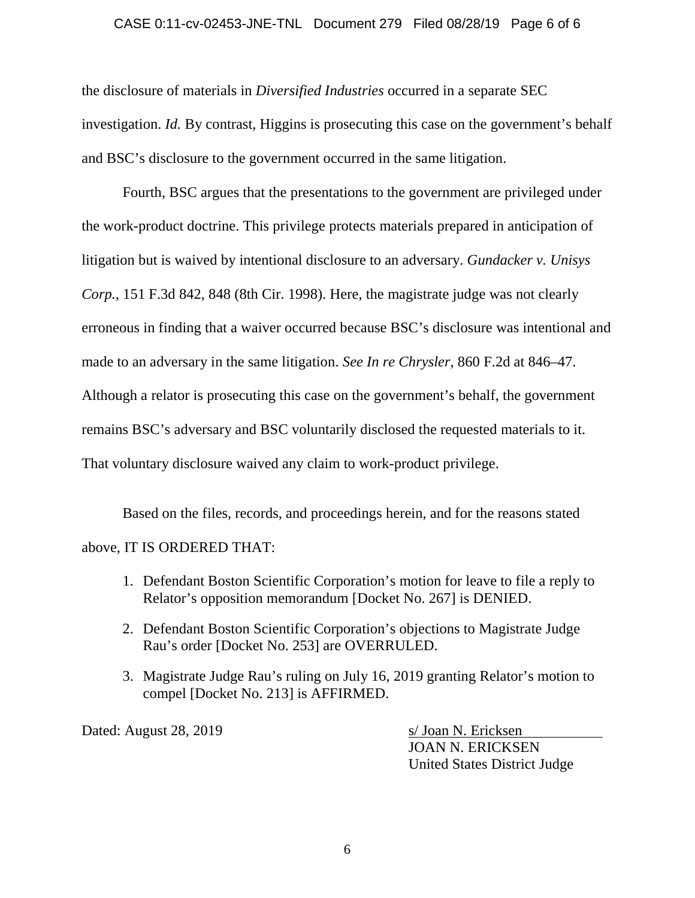the disclosure of materials in *Diversified Industries* occurred in a separate SEC investigation. *Id.* By contrast, Higgins is prosecuting this case on the government's behalf and BSC's disclosure to the government occurred in the same litigation.

Fourth, BSC argues that the presentations to the government are privileged under the work-product doctrine. This privilege protects materials prepared in anticipation of litigation but is waived by intentional disclosure to an adversary. *Gundacker v. Unisys Corp.*, 151 F.3d 842, 848 (8th Cir. 1998). Here, the magistrate judge was not clearly erroneous in finding that a waiver occurred because BSC's disclosure was intentional and made to an adversary in the same litigation. *See In re Chrysler*, 860 F.2d at 846–47. Although a relator is prosecuting this case on the government's behalf, the government remains BSC's adversary and BSC voluntarily disclosed the requested materials to it. That voluntary disclosure waived any claim to work-product privilege.

Based on the files, records, and proceedings herein, and for the reasons stated above, IT IS ORDERED THAT:

1. Defendant Boston Scientific Corporation's motion for leave to file a reply to Relator's opposition memorandum [Docket No. 267] is DENIED.
2. Defendant Boston Scientific Corporation's objections to Magistrate Judge Rau's order [Docket No. 253] are OVERRULED.
3. Magistrate Judge Rau's ruling on July 16, 2019 granting Relator's motion to compel [Docket No. 213] is AFFIRMED.

Dated: August 28, 2019

s/ Joan N. Ericksen
JOAN N. ERICKSEN
United States District Judge